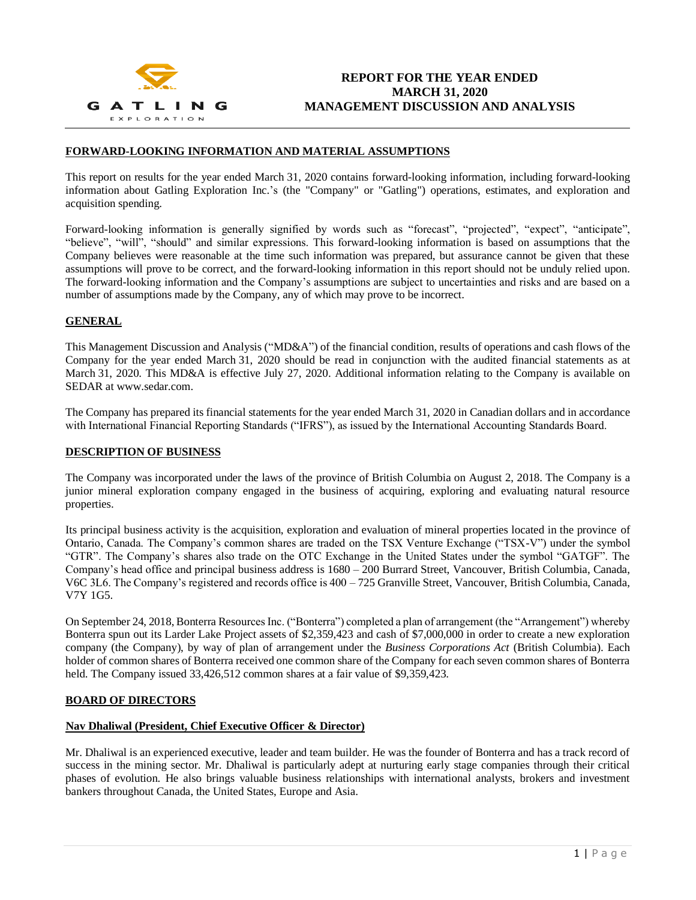GATLING EXPLORATION

# REPORT FOR THE YEAR ENDED MARCH 31, 2020 MANAGEMENT DISCUSSION AND ANALYSIS

## FORWARD-LOOKING INFORMATION AND MATERIAL ASSUMPTIONS

This report on results for the year ended March 31, 2020 contains forward-looking information, including forward-looking information about Gatling Exploration Inc.'s (the "Company" or "Gatling") operations, estimates, and exploration and acquisition spending.

Forward-looking information is generally signified by words such as "forecast", "projected", "expect", "anticipate", "believe", "will", "should" and similar expressions. This forward-looking information is based on assumptions that the Company believes were reasonable at the time such information was prepared, but assurance cannot be given that these assumptions will prove to be correct, and the forward-looking information in this report should not be unduly relied upon. The forward-looking information and the Company's assumptions are subject to uncertainties and risks and are based on a number of assumptions made by the Company, any of which may prove to be incorrect.

## GENERAL

This Management Discussion and Analysis ("MD&A") of the financial condition, results of operations and cash flows of the Company for the year ended March 31, 2020 should be read in conjunction with the audited financial statements as at March 31, 2020. This MD&A is effective July 27, 2020. Additional information relating to the Company is available on SEDAR at www.sedar.com.

The Company has prepared its financial statements for the year ended March 31, 2020 in Canadian dollars and in accordance with International Financial Reporting Standards ("IFRS"), as issued by the International Accounting Standards Board.

## DESCRIPTION OF BUSINESS

The Company was incorporated under the laws of the province of British Columbia on August 2, 2018. The Company is a junior mineral exploration company engaged in the business of acquiring, exploring and evaluating natural resource properties.

Its principal business activity is the acquisition, exploration and evaluation of mineral properties located in the province of Ontario, Canada. The Company's common shares are traded on the TSX Venture Exchange ("TSX-V") under the symbol "GTR". The Company's shares also trade on the OTC Exchange in the United States under the symbol "GATGF". The Company's head office and principal business address is 1680 – 200 Burrard Street, Vancouver, British Columbia, Canada, V6C 3L6. The Company's registered and records office is 400 – 725 Granville Street, Vancouver, British Columbia, Canada, V7Y 1G5.

On September 24, 2018, Bonterra Resources Inc. ("Bonterra") completed a plan of arrangement (the "Arrangement") whereby Bonterra spun out its Larder Lake Project assets of $2,359,423 and cash of $7,000,000 in order to create a new exploration company (the Company), by way of plan of arrangement under the *Business Corporations Act* (British Columbia). Each holder of common shares of Bonterra received one common share of the Company for each seven common shares of Bonterra held. The Company issued 33,426,512 common shares at a fair value of $9,359,423.

## BOARD OF DIRECTORS

### Nav Dhaliwal (President, Chief Executive Officer & Director)

Mr. Dhaliwal is an experienced executive, leader and team builder. He was the founder of Bonterra and has a track record of success in the mining sector. Mr. Dhaliwal is particularly adept at nurturing early stage companies through their critical phases of evolution. He also brings valuable business relationships with international analysts, brokers and investment bankers throughout Canada, the United States, Europe and Asia.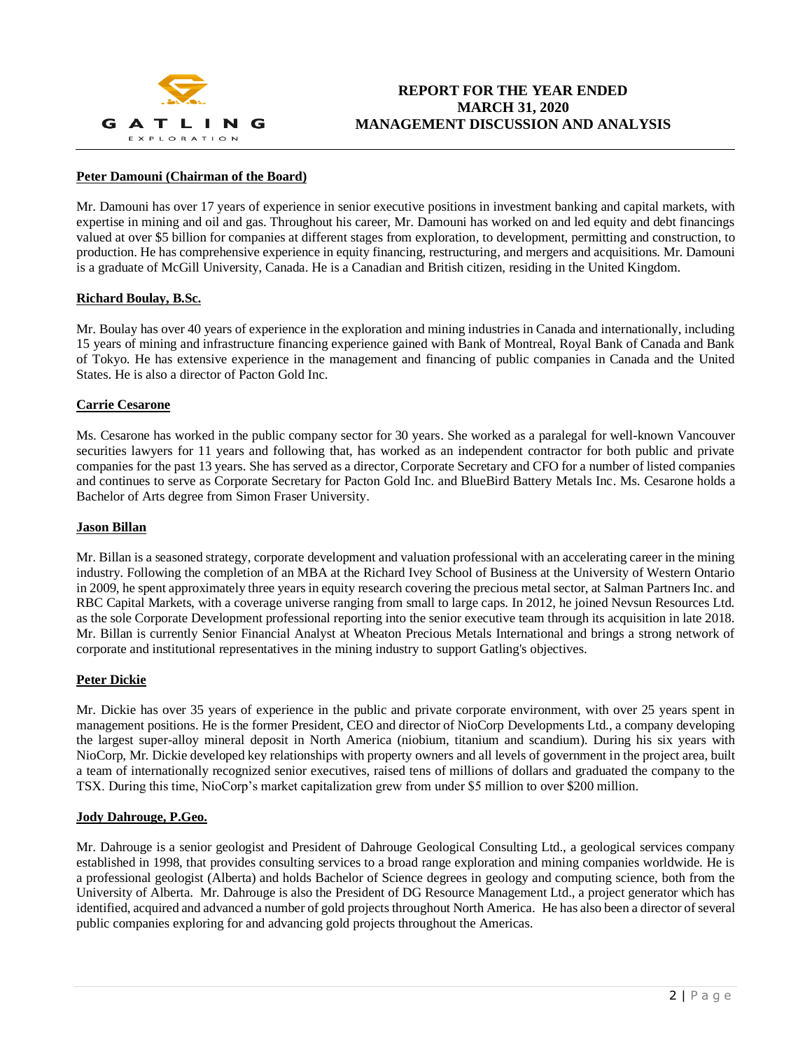**Peter Damouni (Chairman of the Board)**

Mr. Damouni has over 17 years of experience in senior executive positions in investment banking and capital markets, with expertise in mining and oil and gas. Throughout his career, Mr. Damouni has worked on and led equity and debt financings valued at over $5 billion for companies at different stages from exploration, to development, permitting and construction, to production. He has comprehensive experience in equity financing, restructuring, and mergers and acquisitions. Mr. Damouni is a graduate of McGill University, Canada. He is a Canadian and British citizen, residing in the United Kingdom.

**Richard Boulay, B.Sc.**

Mr. Boulay has over 40 years of experience in the exploration and mining industries in Canada and internationally, including 15 years of mining and infrastructure financing experience gained with Bank of Montreal, Royal Bank of Canada and Bank of Tokyo. He has extensive experience in the management and financing of public companies in Canada and the United States. He is also a director of Pacton Gold Inc.

**Carrie Cesarone**

Ms. Cesarone has worked in the public company sector for 30 years. She worked as a paralegal for well-known Vancouver securities lawyers for 11 years and following that, has worked as an independent contractor for both public and private companies for the past 13 years. She has served as a director, Corporate Secretary and CFO for a number of listed companies and continues to serve as Corporate Secretary for Pacton Gold Inc. and BlueBird Battery Metals Inc. Ms. Cesarone holds a Bachelor of Arts degree from Simon Fraser University.

**Jason Billan**

Mr. Billan is a seasoned strategy, corporate development and valuation professional with an accelerating career in the mining industry. Following the completion of an MBA at the Richard Ivey School of Business at the University of Western Ontario in 2009, he spent approximately three years in equity research covering the precious metal sector, at Salman Partners Inc. and RBC Capital Markets, with a coverage universe ranging from small to large caps. In 2012, he joined Nevsun Resources Ltd. as the sole Corporate Development professional reporting into the senior executive team through its acquisition in late 2018. Mr. Billan is currently Senior Financial Analyst at Wheaton Precious Metals International and brings a strong network of corporate and institutional representatives in the mining industry to support Gatling's objectives.

**Peter Dickie**

Mr. Dickie has over 35 years of experience in the public and private corporate environment, with over 25 years spent in management positions. He is the former President, CEO and director of NioCorp Developments Ltd., a company developing the largest super-alloy mineral deposit in North America (niobium, titanium and scandium). During his six years with NioCorp, Mr. Dickie developed key relationships with property owners and all levels of government in the project area, built a team of internationally recognized senior executives, raised tens of millions of dollars and graduated the company to the TSX. During this time, NioCorp's market capitalization grew from under $5 million to over $200 million.

**Jody Dahrouge, P.Geo.**

Mr. Dahrouge is a senior geologist and President of Dahrouge Geological Consulting Ltd., a geological services company established in 1998, that provides consulting services to a broad range exploration and mining companies worldwide. He is a professional geologist (Alberta) and holds Bachelor of Science degrees in geology and computing science, both from the University of Alberta. Mr. Dahrouge is also the President of DG Resource Management Ltd., a project generator which has identified, acquired and advanced a number of gold projects throughout North America. He has also been a director of several public companies exploring for and advancing gold projects throughout the Americas.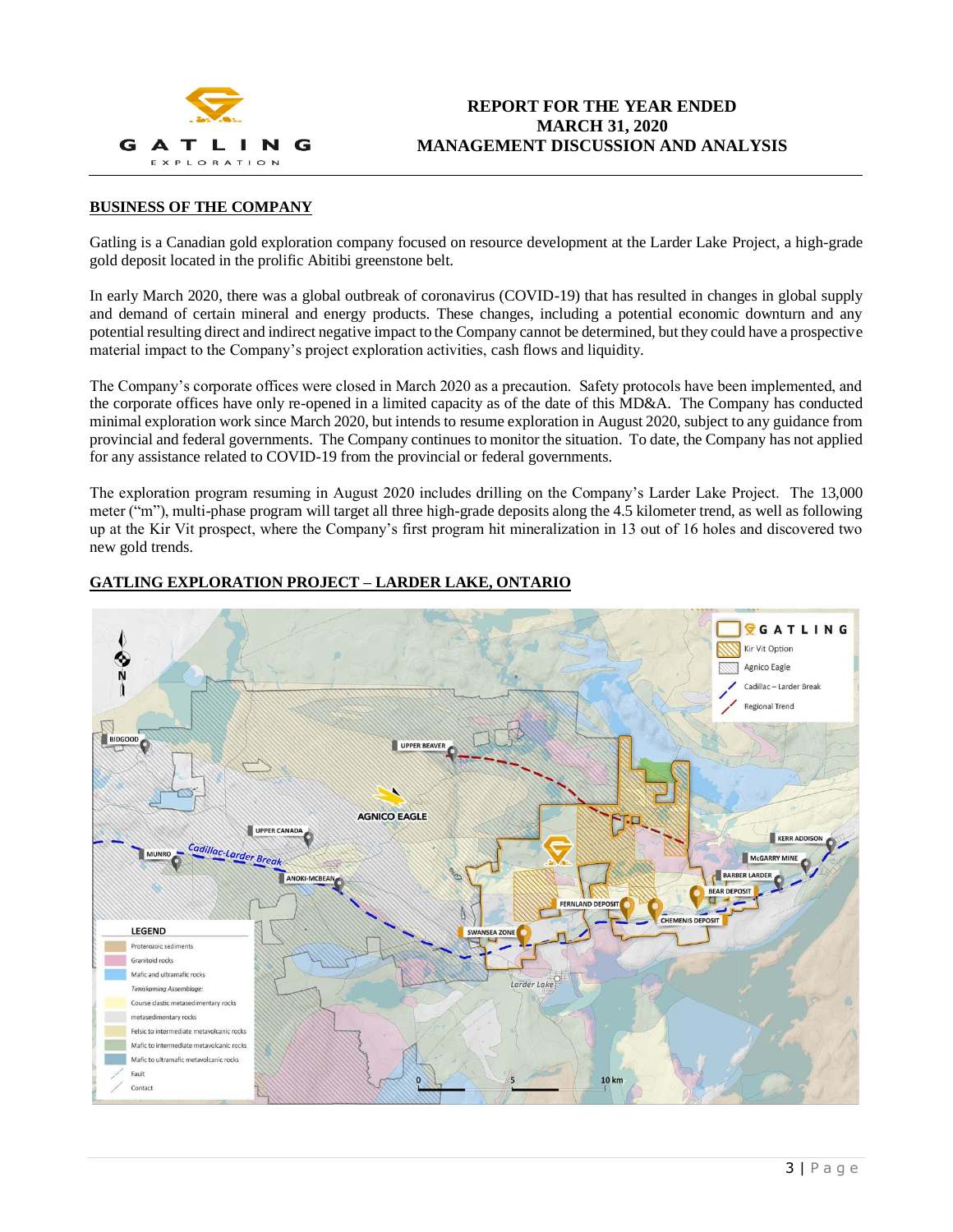## BUSINESS OF THE COMPANY

Gatling is a Canadian gold exploration company focused on resource development at the Larder Lake Project, a high-grade gold deposit located in the prolific Abitibi greenstone belt.

In early March 2020, there was a global outbreak of coronavirus (COVID-19) that has resulted in changes in global supply and demand of certain mineral and energy products. These changes, including a potential economic downturn and any potential resulting direct and indirect negative impact to the Company cannot be determined, but they could have a prospective material impact to the Company's project exploration activities, cash flows and liquidity.

The Company's corporate offices were closed in March 2020 as a precaution. Safety protocols have been implemented, and the corporate offices have only re-opened in a limited capacity as of the date of this MD&A. The Company has conducted minimal exploration work since March 2020, but intends to resume exploration in August 2020, subject to any guidance from provincial and federal governments. The Company continues to monitor the situation. To date, the Company has not applied for any assistance related to COVID-19 from the provincial or federal governments.

The exploration program resuming in August 2020 includes drilling on the Company's Larder Lake Project. The 13,000 meter ("m"), multi-phase program will target all three high-grade deposits along the 4.5 kilometer trend, as well as following up at the Kir Vit prospect, where the Company's first program hit mineralization in 13 out of 16 holes and discovered two new gold trends.

## GATLING EXPLORATION PROJECT – LARDER LAKE, ONTARIO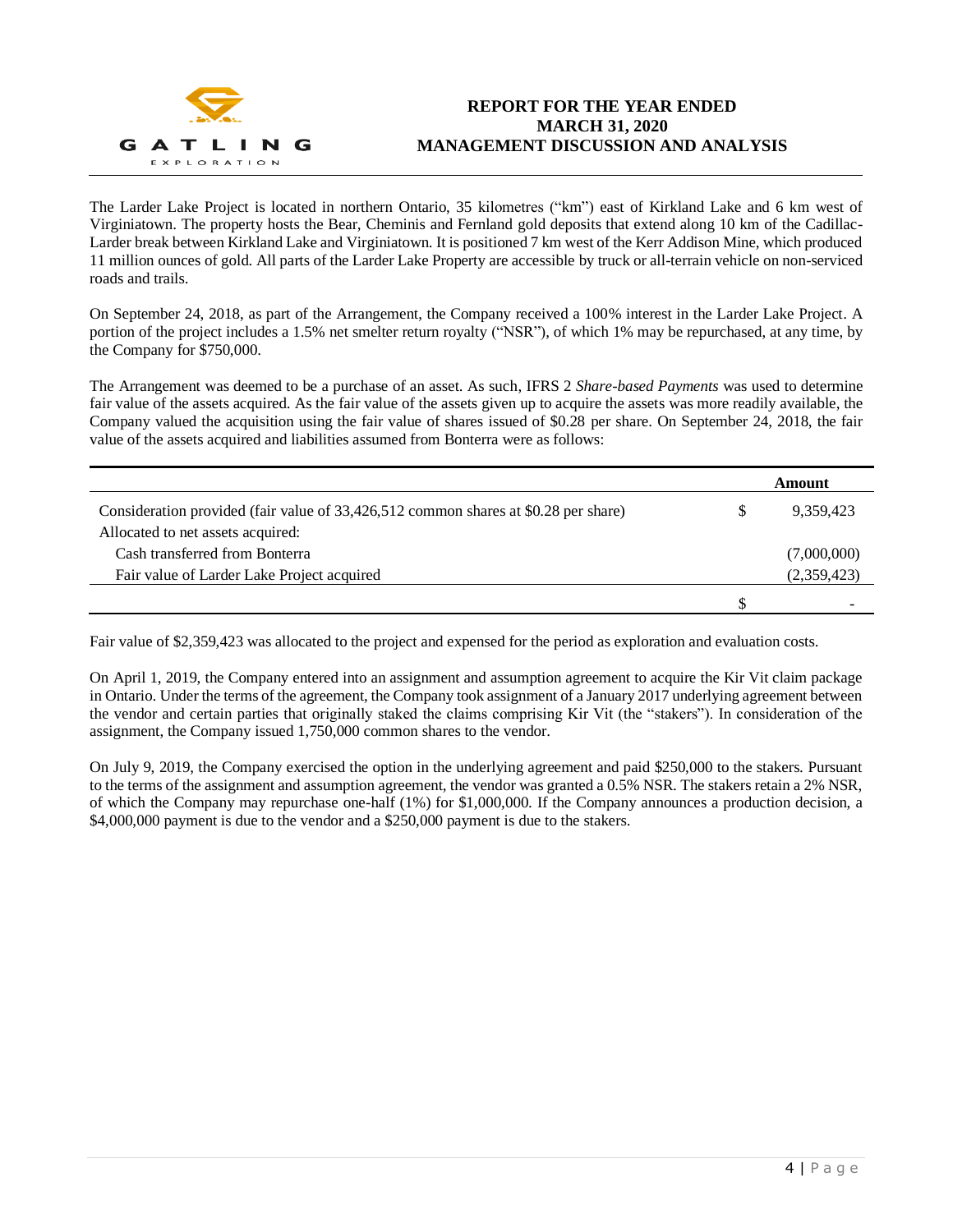The Larder Lake Project is located in northern Ontario, 35 kilometres ("km") east of Kirkland Lake and 6 km west of Virginiatown. The property hosts the Bear, Cheminis and Fernland gold deposits that extend along 10 km of the Cadillac-Larder break between Kirkland Lake and Virginiatown. It is positioned 7 km west of the Kerr Addison Mine, which produced 11 million ounces of gold. All parts of the Larder Lake Property are accessible by truck or all-terrain vehicle on non-serviced roads and trails.

On September 24, 2018, as part of the Arrangement, the Company received a 100% interest in the Larder Lake Project. A portion of the project includes a 1.5% net smelter return royalty ("NSR"), of which 1% may be repurchased, at any time, by the Company for $750,000.

The Arrangement was deemed to be a purchase of an asset. As such, IFRS 2 *Share-based Payments* was used to determine fair value of the assets acquired. As the fair value of the assets given up to acquire the assets was more readily available, the Company valued the acquisition using the fair value of shares issued of $0.28 per share. On September 24, 2018, the fair value of the assets acquired and liabilities assumed from Bonterra were as follows:

| | | Amount |
|---|---|---|
| Consideration provided (fair value of 33,426,512 common shares at $0.28 per share) | $ | 9,359,423 |
| Allocated to net assets acquired: | | |
| Cash transferred from Bonterra | | (7,000,000) |
| Fair value of Larder Lake Project acquired | | (2,359,423) |
| | $ | - |

Fair value of $2,359,423 was allocated to the project and expensed for the period as exploration and evaluation costs.

On April 1, 2019, the Company entered into an assignment and assumption agreement to acquire the Kir Vit claim package in Ontario. Under the terms of the agreement, the Company took assignment of a January 2017 underlying agreement between the vendor and certain parties that originally staked the claims comprising Kir Vit (the "stakers"). In consideration of the assignment, the Company issued 1,750,000 common shares to the vendor.

On July 9, 2019, the Company exercised the option in the underlying agreement and paid $250,000 to the stakers. Pursuant to the terms of the assignment and assumption agreement, the vendor was granted a 0.5% NSR. The stakers retain a 2% NSR, of which the Company may repurchase one-half (1%) for $1,000,000. If the Company announces a production decision, a $4,000,000 payment is due to the vendor and a $250,000 payment is due to the stakers.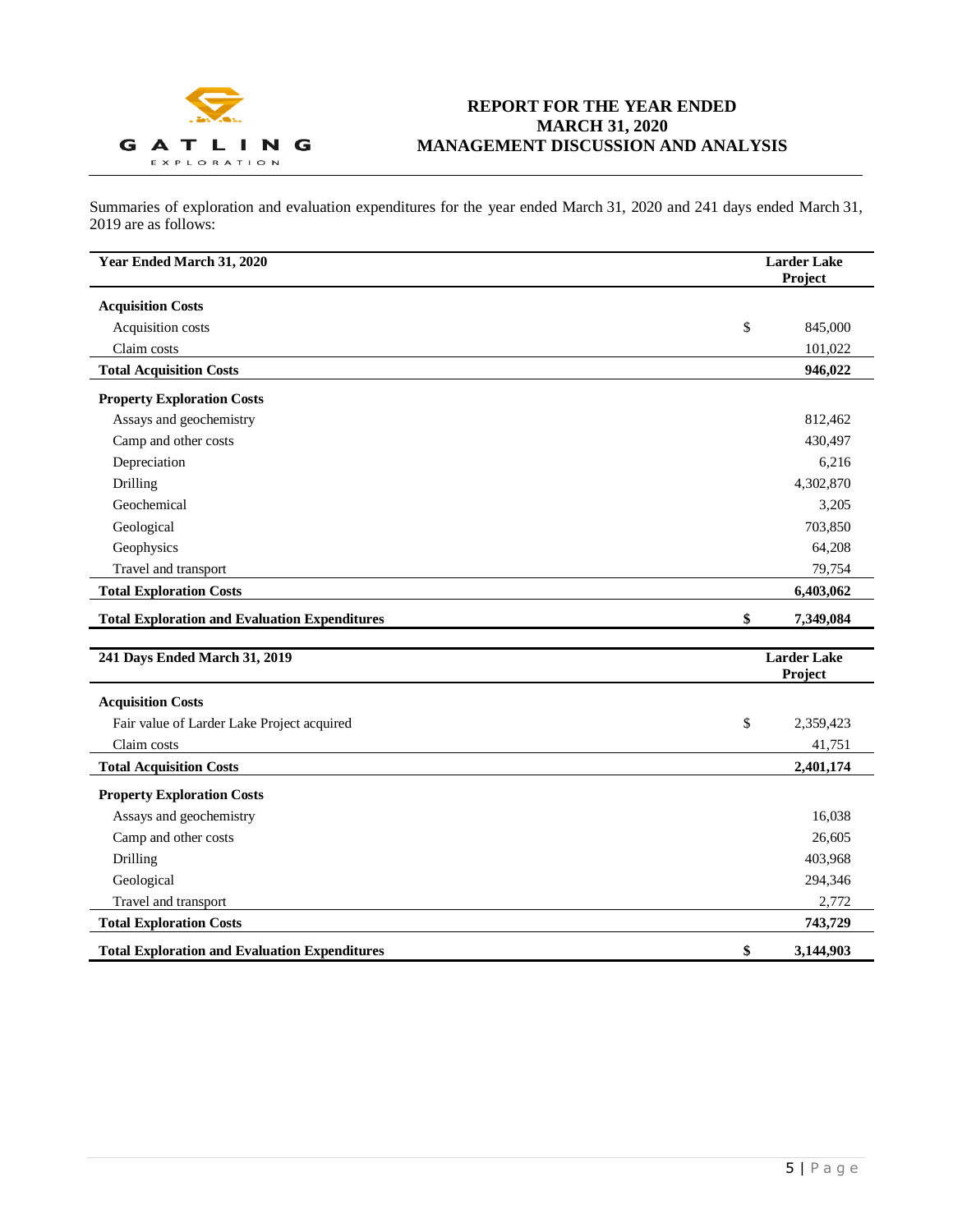Summaries of exploration and evaluation expenditures for the year ended March 31, 2020 and 241 days ended March 31, 2019 are as follows:

| **Year Ended March 31, 2020** | | **Larder Lake Project** |
|---|---|---|
| **Acquisition Costs** | | |
| Acquisition costs | $ | 845,000 |
| Claim costs | | 101,022 |
| **Total Acquisition Costs** | | **946,022** |
| **Property Exploration Costs** | | |
| Assays and geochemistry | | 812,462 |
| Camp and other costs | | 430,497 |
| Depreciation | | 6,216 |
| Drilling | | 4,302,870 |
| Geochemical | | 3,205 |
| Geological | | 703,850 |
| Geophysics | | 64,208 |
| Travel and transport | | 79,754 |
| **Total Exploration Costs** | | **6,403,062** |
| **Total Exploration and Evaluation Expenditures** | **$** | **7,349,084** |

| **241 Days Ended March 31, 2019** | | **Larder Lake Project** |
|---|---|---|
| **Acquisition Costs** | | |
| Fair value of Larder Lake Project acquired | $ | 2,359,423 |
| Claim costs | | 41,751 |
| **Total Acquisition Costs** | | **2,401,174** |
| **Property Exploration Costs** | | |
| Assays and geochemistry | | 16,038 |
| Camp and other costs | | 26,605 |
| Drilling | | 403,968 |
| Geological | | 294,346 |
| Travel and transport | | 2,772 |
| **Total Exploration Costs** | | **743,729** |
| **Total Exploration and Evaluation Expenditures** | **$** | **3,144,903** |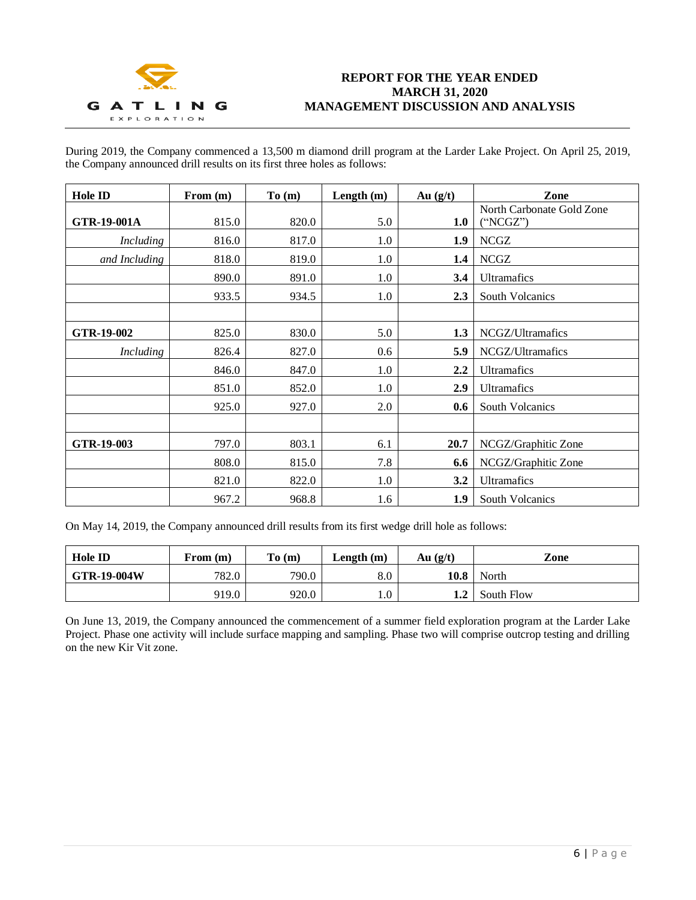During 2019, the Company commenced a 13,500 m diamond drill program at the Larder Lake Project. On April 25, 2019, the Company announced drill results on its first three holes as follows:

| Hole ID | From (m) | To (m) | Length (m) | Au (g/t) | Zone |
|---|---|---|---|---|---|
| **GTR-19-001A** | 815.0 | 820.0 | 5.0 | **1.0** | North Carbonate Gold Zone ("NCGZ") |
| *Including* | 816.0 | 817.0 | 1.0 | **1.9** | NCGZ |
| *and Including* | 818.0 | 819.0 | 1.0 | **1.4** | NCGZ |
| | 890.0 | 891.0 | 1.0 | **3.4** | Ultramafics |
| | 933.5 | 934.5 | 1.0 | **2.3** | South Volcanics |
| | | | | | |
| **GTR-19-002** | 825.0 | 830.0 | 5.0 | **1.3** | NCGZ/Ultramafics |
| *Including* | 826.4 | 827.0 | 0.6 | **5.9** | NCGZ/Ultramafics |
| | 846.0 | 847.0 | 1.0 | **2.2** | Ultramafics |
| | 851.0 | 852.0 | 1.0 | **2.9** | Ultramafics |
| | 925.0 | 927.0 | 2.0 | **0.6** | South Volcanics |
| | | | | | |
| **GTR-19-003** | 797.0 | 803.1 | 6.1 | **20.7** | NCGZ/Graphitic Zone |
| | 808.0 | 815.0 | 7.8 | **6.6** | NCGZ/Graphitic Zone |
| | 821.0 | 822.0 | 1.0 | **3.2** | Ultramafics |
| | 967.2 | 968.8 | 1.6 | **1.9** | South Volcanics |

On May 14, 2019, the Company announced drill results from its first wedge drill hole as follows:

| Hole ID | From (m) | To (m) | Length (m) | Au (g/t) | Zone |
|---|---|---|---|---|---|
| **GTR-19-004W** | 782.0 | 790.0 | 8.0 | **10.8** | North |
| | 919.0 | 920.0 | 1.0 | **1.2** | South Flow |

On June 13, 2019, the Company announced the commencement of a summer field exploration program at the Larder Lake Project. Phase one activity will include surface mapping and sampling. Phase two will comprise outcrop testing and drilling on the new Kir Vit zone.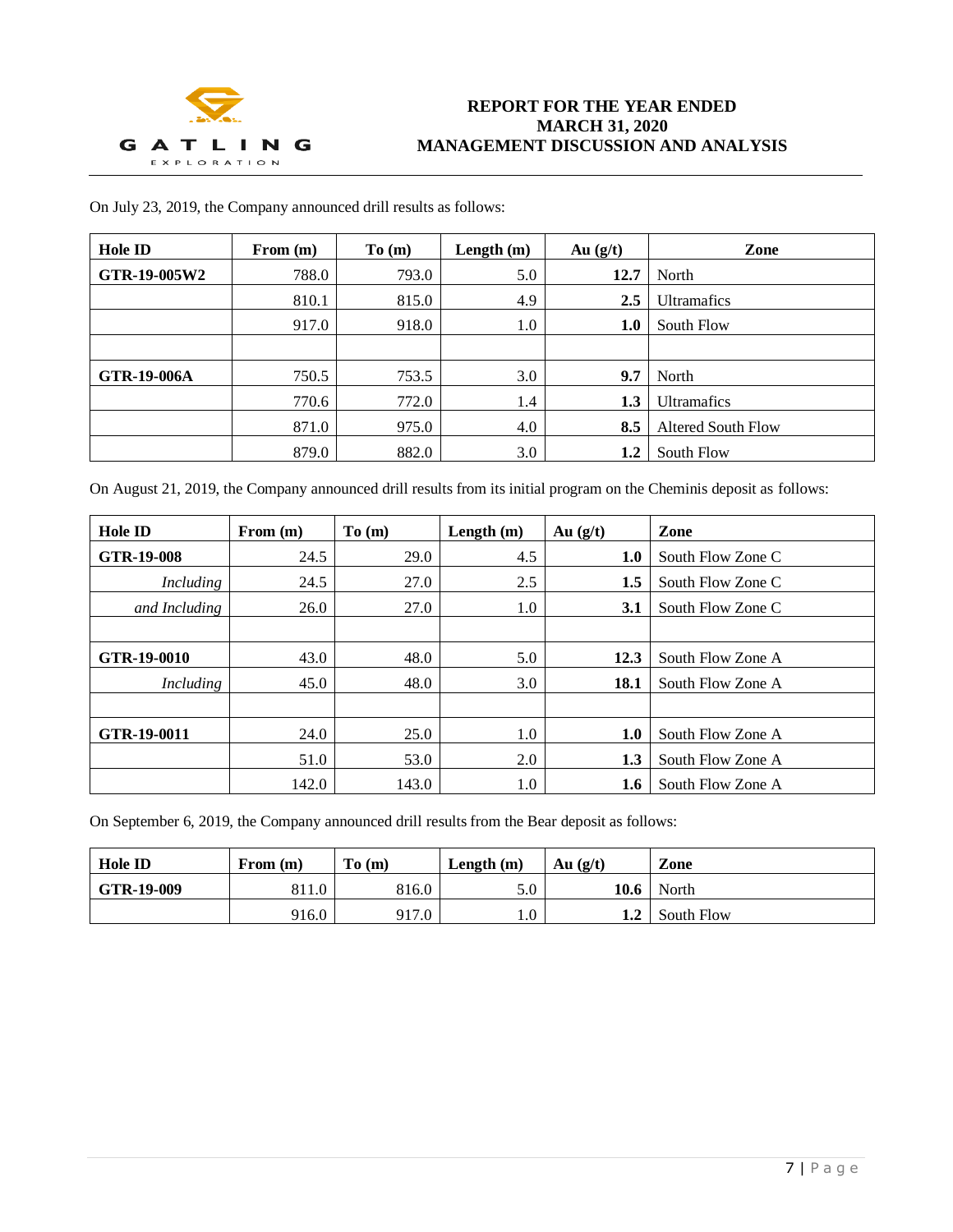On July 23, 2019, the Company announced drill results as follows:

| Hole ID | From (m) | To (m) | Length (m) | Au (g/t) | Zone |
|---|---|---|---|---|---|
| **GTR-19-005W2** | 788.0 | 793.0 | 5.0 | **12.7** | North |
| | 810.1 | 815.0 | 4.9 | **2.5** | Ultramafics |
| | 917.0 | 918.0 | 1.0 | **1.0** | South Flow |
| | | | | | |
| **GTR-19-006A** | 750.5 | 753.5 | 3.0 | **9.7** | North |
| | 770.6 | 772.0 | 1.4 | **1.3** | Ultramafics |
| | 871.0 | 975.0 | 4.0 | **8.5** | Altered South Flow |
| | 879.0 | 882.0 | 3.0 | **1.2** | South Flow |

On August 21, 2019, the Company announced drill results from its initial program on the Cheminis deposit as follows:

| Hole ID | From (m) | To (m) | Length (m) | Au (g/t) | Zone |
|---|---|---|---|---|---|
| **GTR-19-008** | 24.5 | 29.0 | 4.5 | **1.0** | South Flow Zone C |
| *Including* | 24.5 | 27.0 | 2.5 | **1.5** | South Flow Zone C |
| *and Including* | 26.0 | 27.0 | 1.0 | **3.1** | South Flow Zone C |
| | | | | | |
| **GTR-19-0010** | 43.0 | 48.0 | 5.0 | **12.3** | South Flow Zone A |
| *Including* | 45.0 | 48.0 | 3.0 | **18.1** | South Flow Zone A |
| | | | | | |
| **GTR-19-0011** | 24.0 | 25.0 | 1.0 | **1.0** | South Flow Zone A |
| | 51.0 | 53.0 | 2.0 | **1.3** | South Flow Zone A |
| | 142.0 | 143.0 | 1.0 | **1.6** | South Flow Zone A |

On September 6, 2019, the Company announced drill results from the Bear deposit as follows:

| Hole ID | From (m) | To (m) | Length (m) | Au (g/t) | Zone |
|---|---|---|---|---|---|
| **GTR-19-009** | 811.0 | 816.0 | 5.0 | **10.6** | North |
| | 916.0 | 917.0 | 1.0 | **1.2** | South Flow |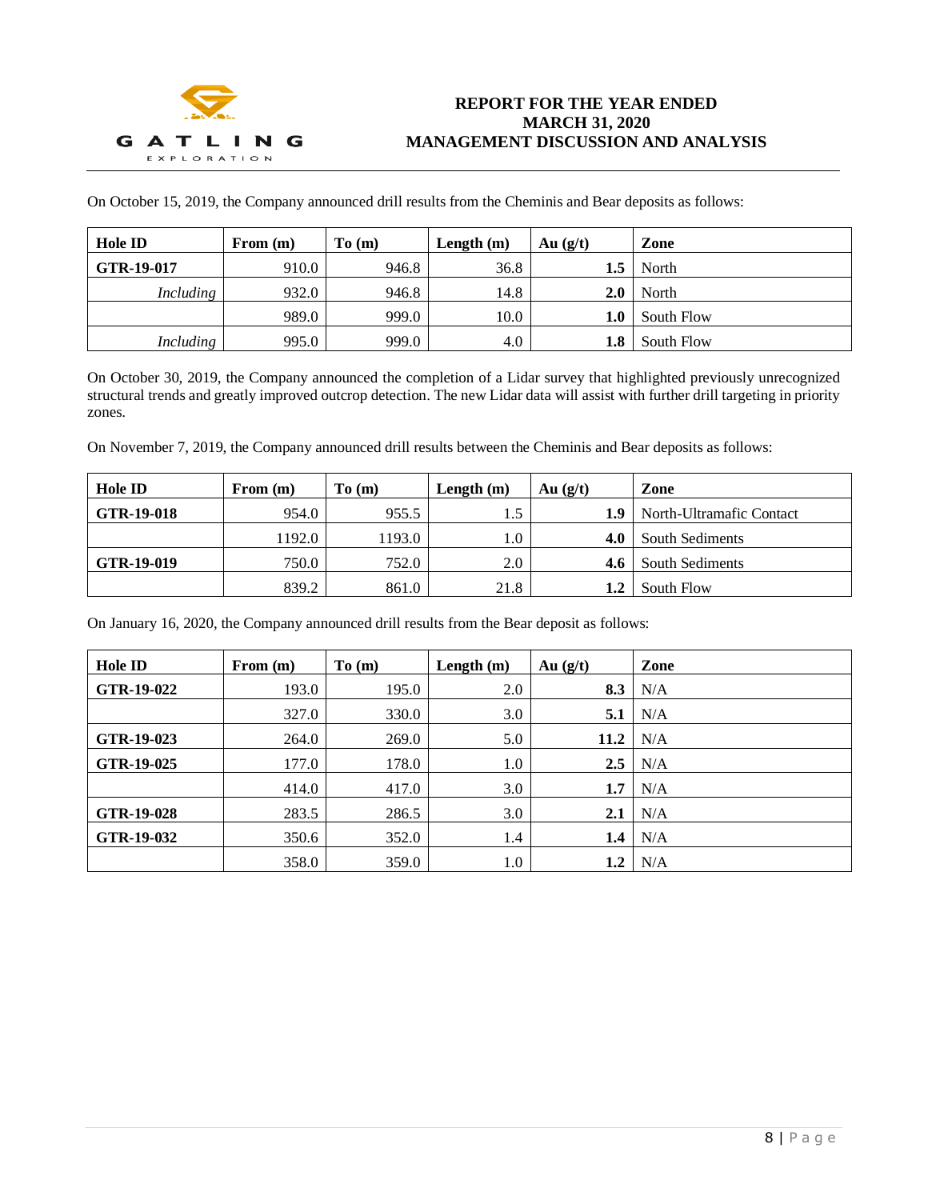On October 15, 2019, the Company announced drill results from the Cheminis and Bear deposits as follows:

| Hole ID | From (m) | To (m) | Length (m) | Au (g/t) | Zone |
|---|---|---|---|---|---|
| **GTR-19-017** | 910.0 | 946.8 | 36.8 | **1.5** | North |
| *Including* | 932.0 | 946.8 | 14.8 | **2.0** | North |
| | 989.0 | 999.0 | 10.0 | **1.0** | South Flow |
| *Including* | 995.0 | 999.0 | 4.0 | **1.8** | South Flow |

On October 30, 2019, the Company announced the completion of a Lidar survey that highlighted previously unrecognized structural trends and greatly improved outcrop detection. The new Lidar data will assist with further drill targeting in priority zones.

On November 7, 2019, the Company announced drill results between the Cheminis and Bear deposits as follows:

| Hole ID | From (m) | To (m) | Length (m) | Au (g/t) | Zone |
|---|---|---|---|---|---|
| **GTR-19-018** | 954.0 | 955.5 | 1.5 | **1.9** | North-Ultramafic Contact |
| | 1192.0 | 1193.0 | 1.0 | **4.0** | South Sediments |
| **GTR-19-019** | 750.0 | 752.0 | 2.0 | **4.6** | South Sediments |
| | 839.2 | 861.0 | 21.8 | **1.2** | South Flow |

On January 16, 2020, the Company announced drill results from the Bear deposit as follows:

| Hole ID | From (m) | To (m) | Length (m) | Au (g/t) | Zone |
|---|---|---|---|---|---|
| **GTR-19-022** | 193.0 | 195.0 | 2.0 | **8.3** | N/A |
| | 327.0 | 330.0 | 3.0 | **5.1** | N/A |
| **GTR-19-023** | 264.0 | 269.0 | 5.0 | **11.2** | N/A |
| **GTR-19-025** | 177.0 | 178.0 | 1.0 | **2.5** | N/A |
| | 414.0 | 417.0 | 3.0 | **1.7** | N/A |
| **GTR-19-028** | 283.5 | 286.5 | 3.0 | **2.1** | N/A |
| **GTR-19-032** | 350.6 | 352.0 | 1.4 | **1.4** | N/A |
| | 358.0 | 359.0 | 1.0 | **1.2** | N/A |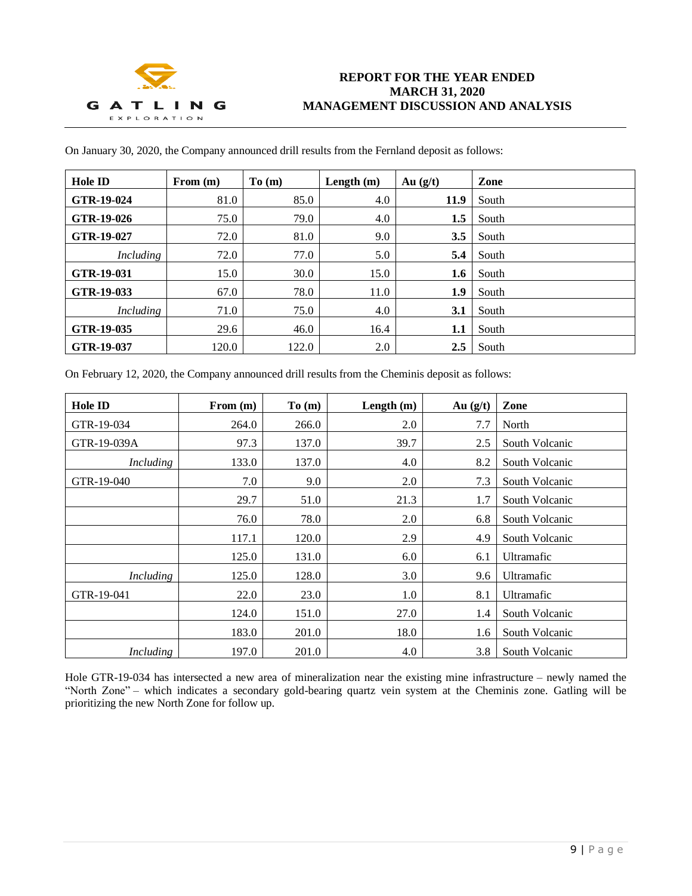On January 30, 2020, the Company announced drill results from the Fernland deposit as follows:

| Hole ID | From (m) | To (m) | Length (m) | Au (g/t) | Zone |
|---|---|---|---|---|---|
| **GTR-19-024** | 81.0 | 85.0 | 4.0 | **11.9** | South |
| **GTR-19-026** | 75.0 | 79.0 | 4.0 | **1.5** | South |
| **GTR-19-027** | 72.0 | 81.0 | 9.0 | **3.5** | South |
| *Including* | 72.0 | 77.0 | 5.0 | **5.4** | South |
| **GTR-19-031** | 15.0 | 30.0 | 15.0 | **1.6** | South |
| **GTR-19-033** | 67.0 | 78.0 | 11.0 | **1.9** | South |
| *Including* | 71.0 | 75.0 | 4.0 | **3.1** | South |
| **GTR-19-035** | 29.6 | 46.0 | 16.4 | **1.1** | South |
| **GTR-19-037** | 120.0 | 122.0 | 2.0 | **2.5** | South |

On February 12, 2020, the Company announced drill results from the Cheminis deposit as follows:

| Hole ID | From (m) | To (m) | Length (m) | Au (g/t) | Zone |
|---|---|---|---|---|---|
| GTR-19-034 | 264.0 | 266.0 | 2.0 | 7.7 | North |
| GTR-19-039A | 97.3 | 137.0 | 39.7 | 2.5 | South Volcanic |
| *Including* | 133.0 | 137.0 | 4.0 | 8.2 | South Volcanic |
| GTR-19-040 | 7.0 | 9.0 | 2.0 | 7.3 | South Volcanic |
| | 29.7 | 51.0 | 21.3 | 1.7 | South Volcanic |
| | 76.0 | 78.0 | 2.0 | 6.8 | South Volcanic |
| | 117.1 | 120.0 | 2.9 | 4.9 | South Volcanic |
| | 125.0 | 131.0 | 6.0 | 6.1 | Ultramafic |
| *Including* | 125.0 | 128.0 | 3.0 | 9.6 | Ultramafic |
| GTR-19-041 | 22.0 | 23.0 | 1.0 | 8.1 | Ultramafic |
| | 124.0 | 151.0 | 27.0 | 1.4 | South Volcanic |
| | 183.0 | 201.0 | 18.0 | 1.6 | South Volcanic |
| *Including* | 197.0 | 201.0 | 4.0 | 3.8 | South Volcanic |

Hole GTR-19-034 has intersected a new area of mineralization near the existing mine infrastructure – newly named the "North Zone" – which indicates a secondary gold-bearing quartz vein system at the Cheminis zone. Gatling will be prioritizing the new North Zone for follow up.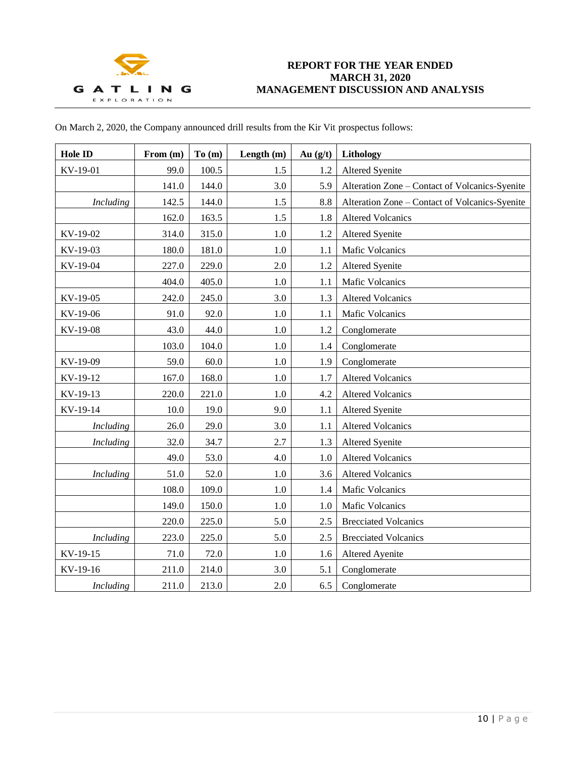On March 2, 2020, the Company announced drill results from the Kir Vit prospectus follows:

| Hole ID | From (m) | To (m) | Length (m) | Au (g/t) | Lithology |
|---|---|---|---|---|---|
| KV-19-01 | 99.0 | 100.5 | 1.5 | 1.2 | Altered Syenite |
| | 141.0 | 144.0 | 3.0 | 5.9 | Alteration Zone – Contact of Volcanics-Syenite |
| *Including* | 142.5 | 144.0 | 1.5 | 8.8 | Alteration Zone – Contact of Volcanics-Syenite |
| | 162.0 | 163.5 | 1.5 | 1.8 | Altered Volcanics |
| KV-19-02 | 314.0 | 315.0 | 1.0 | 1.2 | Altered Syenite |
| KV-19-03 | 180.0 | 181.0 | 1.0 | 1.1 | Mafic Volcanics |
| KV-19-04 | 227.0 | 229.0 | 2.0 | 1.2 | Altered Syenite |
| | 404.0 | 405.0 | 1.0 | 1.1 | Mafic Volcanics |
| KV-19-05 | 242.0 | 245.0 | 3.0 | 1.3 | Altered Volcanics |
| KV-19-06 | 91.0 | 92.0 | 1.0 | 1.1 | Mafic Volcanics |
| KV-19-08 | 43.0 | 44.0 | 1.0 | 1.2 | Conglomerate |
| | 103.0 | 104.0 | 1.0 | 1.4 | Conglomerate |
| KV-19-09 | 59.0 | 60.0 | 1.0 | 1.9 | Conglomerate |
| KV-19-12 | 167.0 | 168.0 | 1.0 | 1.7 | Altered Volcanics |
| KV-19-13 | 220.0 | 221.0 | 1.0 | 4.2 | Altered Volcanics |
| KV-19-14 | 10.0 | 19.0 | 9.0 | 1.1 | Altered Syenite |
| *Including* | 26.0 | 29.0 | 3.0 | 1.1 | Altered Volcanics |
| *Including* | 32.0 | 34.7 | 2.7 | 1.3 | Altered Syenite |
| | 49.0 | 53.0 | 4.0 | 1.0 | Altered Volcanics |
| *Including* | 51.0 | 52.0 | 1.0 | 3.6 | Altered Volcanics |
| | 108.0 | 109.0 | 1.0 | 1.4 | Mafic Volcanics |
| | 149.0 | 150.0 | 1.0 | 1.0 | Mafic Volcanics |
| | 220.0 | 225.0 | 5.0 | 2.5 | Brecciated Volcanics |
| *Including* | 223.0 | 225.0 | 5.0 | 2.5 | Brecciated Volcanics |
| KV-19-15 | 71.0 | 72.0 | 1.0 | 1.6 | Altered Ayenite |
| KV-19-16 | 211.0 | 214.0 | 3.0 | 5.1 | Conglomerate |
| *Including* | 211.0 | 213.0 | 2.0 | 6.5 | Conglomerate |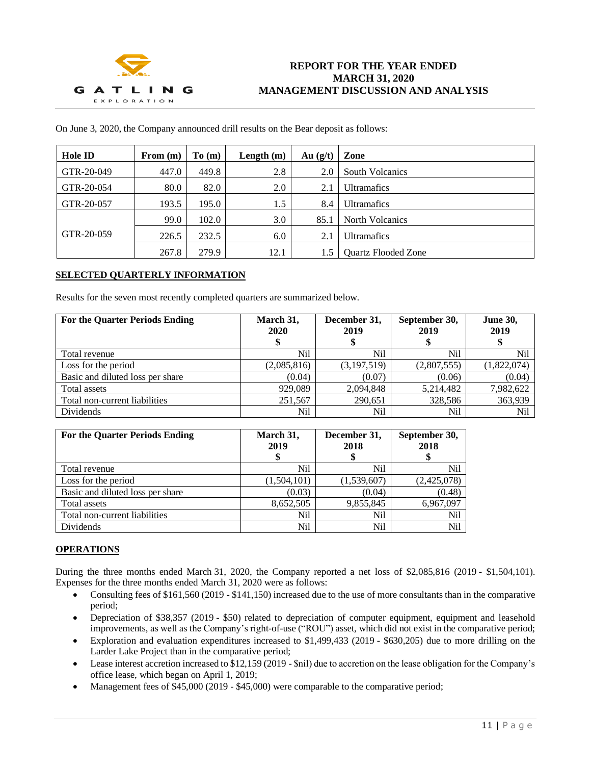On June 3, 2020, the Company announced drill results on the Bear deposit as follows:

| Hole ID | From (m) | To (m) | Length (m) | Au (g/t) | Zone |
|---|---|---|---|---|---|
| GTR-20-049 | 447.0 | 449.8 | 2.8 | 2.0 | South Volcanics |
| GTR-20-054 | 80.0 | 82.0 | 2.0 | 2.1 | Ultramafics |
| GTR-20-057 | 193.5 | 195.0 | 1.5 | 8.4 | Ultramafics |
| GTR-20-059 | 99.0 | 102.0 | 3.0 | 85.1 | North Volcanics |
| | 226.5 | 232.5 | 6.0 | 2.1 | Ultramafics |
| | 267.8 | 279.9 | 12.1 | 1.5 | Quartz Flooded Zone |

## SELECTED QUARTERLY INFORMATION

Results for the seven most recently completed quarters are summarized below.

| For the Quarter Periods Ending | March 31, 2020 $ | December 31, 2019 $ | September 30, 2019 $ | June 30, 2019 $ |
|---|---|---|---|---|
| Total revenue | Nil | Nil | Nil | Nil |
| Loss for the period | (2,085,816) | (3,197,519) | (2,807,555) | (1,822,074) |
| Basic and diluted loss per share | (0.04) | (0.07) | (0.06) | (0.04) |
| Total assets | 929,089 | 2,094,848 | 5,214,482 | 7,982,622 |
| Total non-current liabilities | 251,567 | 290,651 | 328,586 | 363,939 |
| Dividends | Nil | Nil | Nil | Nil |

| For the Quarter Periods Ending | March 31, 2019 $ | December 31, 2018 $ | September 30, 2018 $ |
|---|---|---|---|
| Total revenue | Nil | Nil | Nil |
| Loss for the period | (1,504,101) | (1,539,607) | (2,425,078) |
| Basic and diluted loss per share | (0.03) | (0.04) | (0.48) |
| Total assets | 8,652,505 | 9,855,845 | 6,967,097 |
| Total non-current liabilities | Nil | Nil | Nil |
| Dividends | Nil | Nil | Nil |

## OPERATIONS

During the three months ended March 31, 2020, the Company reported a net loss of $2,085,816 (2019 - $1,504,101). Expenses for the three months ended March 31, 2020 were as follows:

- Consulting fees of $161,560 (2019 - $141,150) increased due to the use of more consultants than in the comparative period;
- Depreciation of $38,357 (2019 - $50) related to depreciation of computer equipment, equipment and leasehold improvements, as well as the Company's right-of-use ("ROU") asset, which did not exist in the comparative period;
- Exploration and evaluation expenditures increased to $1,499,433 (2019 - $630,205) due to more drilling on the Larder Lake Project than in the comparative period;
- Lease interest accretion increased to $12,159 (2019 - $nil) due to accretion on the lease obligation for the Company's office lease, which began on April 1, 2019;
- Management fees of $45,000 (2019 - $45,000) were comparable to the comparative period;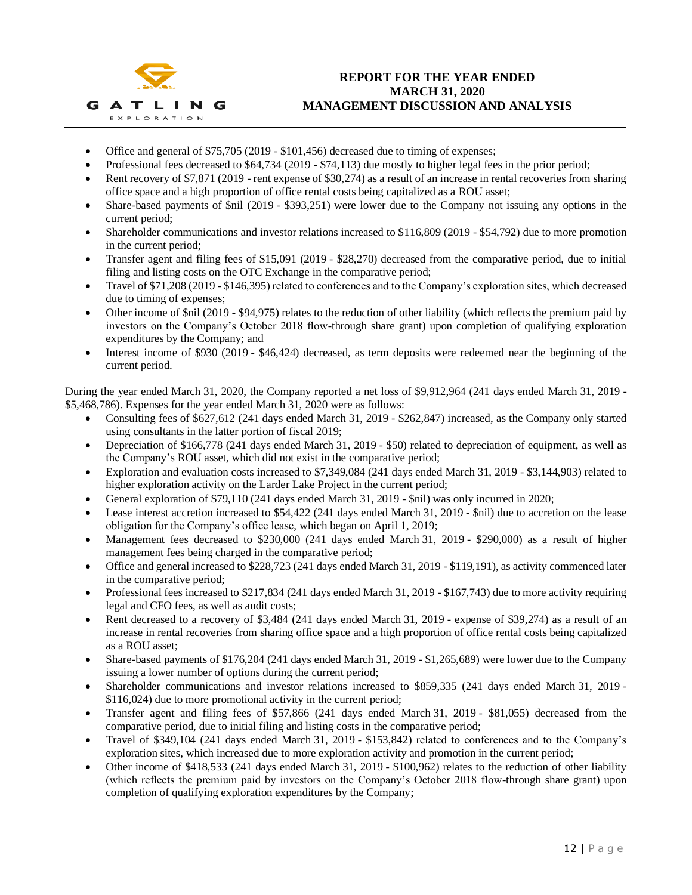- Office and general of $75,705 (2019 - $101,456) decreased due to timing of expenses;
- Professional fees decreased to $64,734 (2019 - $74,113) due mostly to higher legal fees in the prior period;
- Rent recovery of $7,871 (2019 - rent expense of $30,274) as a result of an increase in rental recoveries from sharing office space and a high proportion of office rental costs being capitalized as a ROU asset;
- Share-based payments of $nil (2019 - $393,251) were lower due to the Company not issuing any options in the current period;
- Shareholder communications and investor relations increased to $116,809 (2019 - $54,792) due to more promotion in the current period;
- Transfer agent and filing fees of $15,091 (2019 - $28,270) decreased from the comparative period, due to initial filing and listing costs on the OTC Exchange in the comparative period;
- Travel of $71,208 (2019 - $146,395) related to conferences and to the Company's exploration sites, which decreased due to timing of expenses;
- Other income of $nil (2019 - $94,975) relates to the reduction of other liability (which reflects the premium paid by investors on the Company's October 2018 flow-through share grant) upon completion of qualifying exploration expenditures by the Company; and
- Interest income of $930 (2019 - $46,424) decreased, as term deposits were redeemed near the beginning of the current period.

During the year ended March 31, 2020, the Company reported a net loss of $9,912,964 (241 days ended March 31, 2019 - $5,468,786). Expenses for the year ended March 31, 2020 were as follows:

- Consulting fees of $627,612 (241 days ended March 31, 2019 - $262,847) increased, as the Company only started using consultants in the latter portion of fiscal 2019;
- Depreciation of $166,778 (241 days ended March 31, 2019 - $50) related to depreciation of equipment, as well as the Company's ROU asset, which did not exist in the comparative period;
- Exploration and evaluation costs increased to $7,349,084 (241 days ended March 31, 2019 - $3,144,903) related to higher exploration activity on the Larder Lake Project in the current period;
- General exploration of $79,110 (241 days ended March 31, 2019 - $nil) was only incurred in 2020;
- Lease interest accretion increased to $54,422 (241 days ended March 31, 2019 - $nil) due to accretion on the lease obligation for the Company's office lease, which began on April 1, 2019;
- Management fees decreased to $230,000 (241 days ended March 31, 2019 - $290,000) as a result of higher management fees being charged in the comparative period;
- Office and general increased to $228,723 (241 days ended March 31, 2019 - $119,191), as activity commenced later in the comparative period;
- Professional fees increased to $217,834 (241 days ended March 31, 2019 - $167,743) due to more activity requiring legal and CFO fees, as well as audit costs;
- Rent decreased to a recovery of $3,484 (241 days ended March 31, 2019 - expense of $39,274) as a result of an increase in rental recoveries from sharing office space and a high proportion of office rental costs being capitalized as a ROU asset;
- Share-based payments of $176,204 (241 days ended March 31, 2019 - $1,265,689) were lower due to the Company issuing a lower number of options during the current period;
- Shareholder communications and investor relations increased to $859,335 (241 days ended March 31, 2019 - $116,024) due to more promotional activity in the current period;
- Transfer agent and filing fees of $57,866 (241 days ended March 31, 2019 - $81,055) decreased from the comparative period, due to initial filing and listing costs in the comparative period;
- Travel of $349,104 (241 days ended March 31, 2019 - $153,842) related to conferences and to the Company's exploration sites, which increased due to more exploration activity and promotion in the current period;
- Other income of $418,533 (241 days ended March 31, 2019 - $100,962) relates to the reduction of other liability (which reflects the premium paid by investors on the Company's October 2018 flow-through share grant) upon completion of qualifying exploration expenditures by the Company;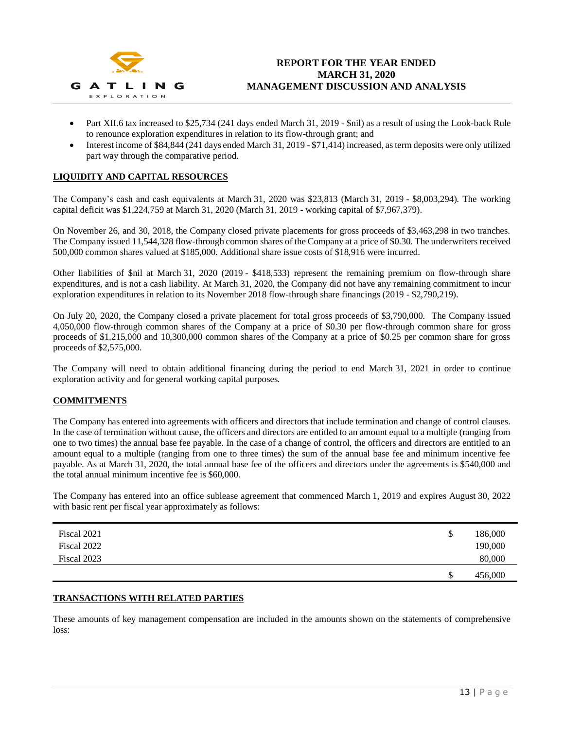- Part XII.6 tax increased to $25,734 (241 days ended March 31, 2019 - $nil) as a result of using the Look-back Rule to renounce exploration expenditures in relation to its flow-through grant; and
- Interest income of $84,844 (241 days ended March 31, 2019 - $71,414) increased, as term deposits were only utilized part way through the comparative period.

## LIQUIDITY AND CAPITAL RESOURCES

The Company's cash and cash equivalents at March 31, 2020 was $23,813 (March 31, 2019 - $8,003,294). The working capital deficit was $1,224,759 at March 31, 2020 (March 31, 2019 - working capital of $7,967,379).

On November 26, and 30, 2018, the Company closed private placements for gross proceeds of $3,463,298 in two tranches. The Company issued 11,544,328 flow-through common shares of the Company at a price of $0.30. The underwriters received 500,000 common shares valued at $185,000. Additional share issue costs of $18,916 were incurred.

Other liabilities of $nil at March 31, 2020 (2019 - $418,533) represent the remaining premium on flow-through share expenditures, and is not a cash liability. At March 31, 2020, the Company did not have any remaining commitment to incur exploration expenditures in relation to its November 2018 flow-through share financings (2019 - $2,790,219).

On July 20, 2020, the Company closed a private placement for total gross proceeds of $3,790,000. The Company issued 4,050,000 flow-through common shares of the Company at a price of $0.30 per flow-through common share for gross proceeds of $1,215,000 and 10,300,000 common shares of the Company at a price of $0.25 per common share for gross proceeds of $2,575,000.

The Company will need to obtain additional financing during the period to end March 31, 2021 in order to continue exploration activity and for general working capital purposes.

## COMMITMENTS

The Company has entered into agreements with officers and directors that include termination and change of control clauses. In the case of termination without cause, the officers and directors are entitled to an amount equal to a multiple (ranging from one to two times) the annual base fee payable. In the case of a change of control, the officers and directors are entitled to an amount equal to a multiple (ranging from one to three times) the sum of the annual base fee and minimum incentive fee payable. As at March 31, 2020, the total annual base fee of the officers and directors under the agreements is $540,000 and the total annual minimum incentive fee is $60,000.

The Company has entered into an office sublease agreement that commenced March 1, 2019 and expires August 30, 2022 with basic rent per fiscal year approximately as follows:

| | | |
|---|---|---|
| Fiscal 2021 | $ | 186,000 |
| Fiscal 2022 | | 190,000 |
| Fiscal 2023 | | 80,000 |
| | $ | 456,000 |

## TRANSACTIONS WITH RELATED PARTIES

These amounts of key management compensation are included in the amounts shown on the statements of comprehensive loss: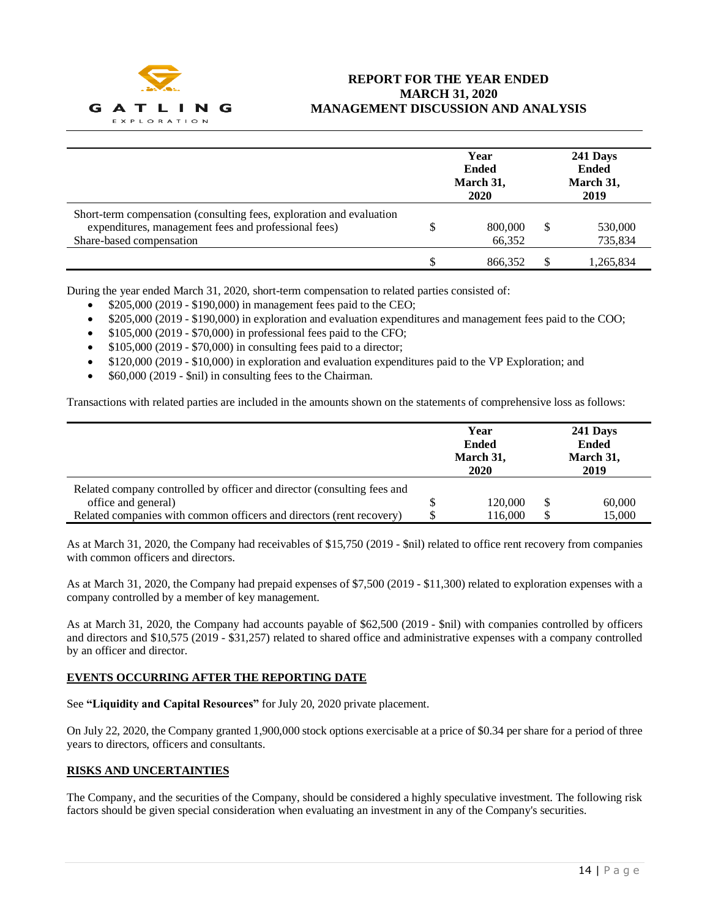| | Year Ended March 31, 2020 | | 241 Days Ended March 31, 2019 |
|---|---|---|---|
| Short-term compensation (consulting fees, exploration and evaluation expenditures, management fees and professional fees) | $ | 800,000 | $ | 530,000 |
| Share-based compensation | | 66,352 | | 735,834 |
| | $ | 866,352 | $ | 1,265,834 |

During the year ended March 31, 2020, short-term compensation to related parties consisted of:

- $205,000 (2019 - $190,000) in management fees paid to the CEO;
- $205,000 (2019 - $190,000) in exploration and evaluation expenditures and management fees paid to the COO;
- $105,000 (2019 - $70,000) in professional fees paid to the CFO;
- $105,000 (2019 - $70,000) in consulting fees paid to a director;
- $120,000 (2019 - $10,000) in exploration and evaluation expenditures paid to the VP Exploration; and
- $60,000 (2019 - $nil) in consulting fees to the Chairman.

Transactions with related parties are included in the amounts shown on the statements of comprehensive loss as follows:

| | | Year Ended March 31, 2020 | | 241 Days Ended March 31, 2019 |
|---|---|---|---|---|
| Related company controlled by officer and director (consulting fees and office and general) | $ | 120,000 | $ | 60,000 |
| Related companies with common officers and directors (rent recovery) | $ | 116,000 | $ | 15,000 |

As at March 31, 2020, the Company had receivables of $15,750 (2019 - $nil) related to office rent recovery from companies with common officers and directors.

As at March 31, 2020, the Company had prepaid expenses of $7,500 (2019 - $11,300) related to exploration expenses with a company controlled by a member of key management.

As at March 31, 2020, the Company had accounts payable of $62,500 (2019 - $nil) with companies controlled by officers and directors and $10,575 (2019 - $31,257) related to shared office and administrative expenses with a company controlled by an officer and director.

## EVENTS OCCURRING AFTER THE REPORTING DATE

See **"Liquidity and Capital Resources"** for July 20, 2020 private placement.

On July 22, 2020, the Company granted 1,900,000 stock options exercisable at a price of $0.34 per share for a period of three years to directors, officers and consultants.

## RISKS AND UNCERTAINTIES

The Company, and the securities of the Company, should be considered a highly speculative investment. The following risk factors should be given special consideration when evaluating an investment in any of the Company's securities.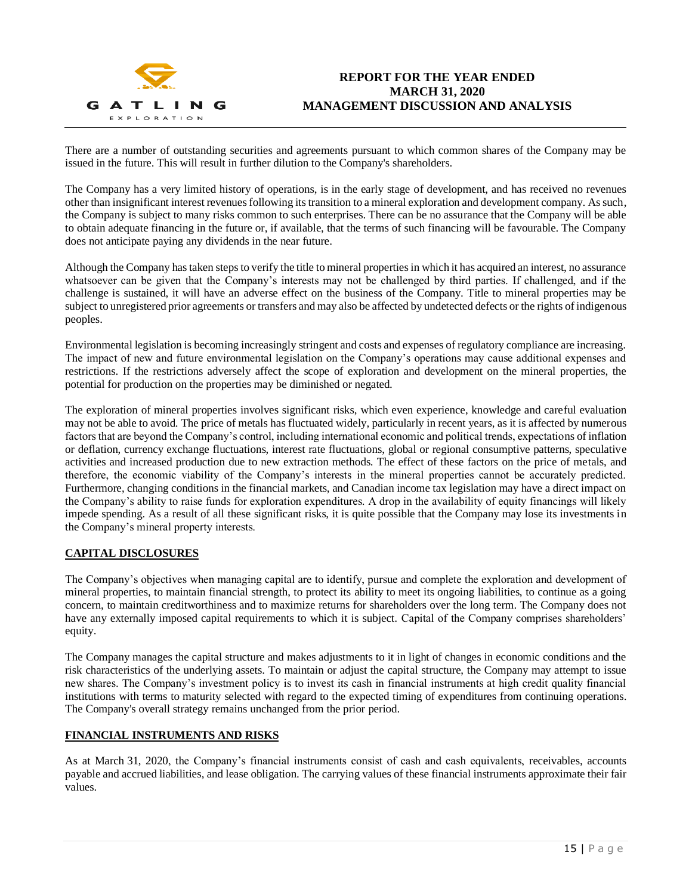There are a number of outstanding securities and agreements pursuant to which common shares of the Company may be issued in the future. This will result in further dilution to the Company's shareholders.

The Company has a very limited history of operations, is in the early stage of development, and has received no revenues other than insignificant interest revenues following its transition to a mineral exploration and development company. As such, the Company is subject to many risks common to such enterprises. There can be no assurance that the Company will be able to obtain adequate financing in the future or, if available, that the terms of such financing will be favourable. The Company does not anticipate paying any dividends in the near future.

Although the Company has taken steps to verify the title to mineral properties in which it has acquired an interest, no assurance whatsoever can be given that the Company's interests may not be challenged by third parties. If challenged, and if the challenge is sustained, it will have an adverse effect on the business of the Company. Title to mineral properties may be subject to unregistered prior agreements or transfers and may also be affected by undetected defects or the rights of indigenous peoples.

Environmental legislation is becoming increasingly stringent and costs and expenses of regulatory compliance are increasing. The impact of new and future environmental legislation on the Company's operations may cause additional expenses and restrictions. If the restrictions adversely affect the scope of exploration and development on the mineral properties, the potential for production on the properties may be diminished or negated.

The exploration of mineral properties involves significant risks, which even experience, knowledge and careful evaluation may not be able to avoid. The price of metals has fluctuated widely, particularly in recent years, as it is affected by numerous factors that are beyond the Company's control, including international economic and political trends, expectations of inflation or deflation, currency exchange fluctuations, interest rate fluctuations, global or regional consumptive patterns, speculative activities and increased production due to new extraction methods. The effect of these factors on the price of metals, and therefore, the economic viability of the Company's interests in the mineral properties cannot be accurately predicted. Furthermore, changing conditions in the financial markets, and Canadian income tax legislation may have a direct impact on the Company's ability to raise funds for exploration expenditures. A drop in the availability of equity financings will likely impede spending. As a result of all these significant risks, it is quite possible that the Company may lose its investments in the Company's mineral property interests.

## CAPITAL DISCLOSURES

The Company's objectives when managing capital are to identify, pursue and complete the exploration and development of mineral properties, to maintain financial strength, to protect its ability to meet its ongoing liabilities, to continue as a going concern, to maintain creditworthiness and to maximize returns for shareholders over the long term. The Company does not have any externally imposed capital requirements to which it is subject. Capital of the Company comprises shareholders' equity.

The Company manages the capital structure and makes adjustments to it in light of changes in economic conditions and the risk characteristics of the underlying assets. To maintain or adjust the capital structure, the Company may attempt to issue new shares. The Company's investment policy is to invest its cash in financial instruments at high credit quality financial institutions with terms to maturity selected with regard to the expected timing of expenditures from continuing operations. The Company's overall strategy remains unchanged from the prior period.

## FINANCIAL INSTRUMENTS AND RISKS

As at March 31, 2020, the Company's financial instruments consist of cash and cash equivalents, receivables, accounts payable and accrued liabilities, and lease obligation. The carrying values of these financial instruments approximate their fair values.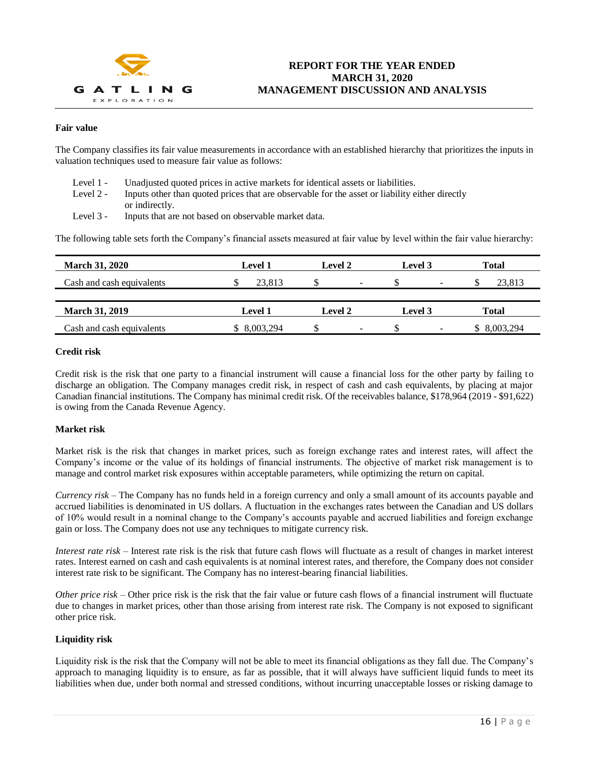### Fair value

The Company classifies its fair value measurements in accordance with an established hierarchy that prioritizes the inputs in valuation techniques used to measure fair value as follows:

- Level 1 - Unadjusted quoted prices in active markets for identical assets or liabilities.
- Level 2 - Inputs other than quoted prices that are observable for the asset or liability either directly or indirectly.
- Level 3 - Inputs that are not based on observable market data.

The following table sets forth the Company's financial assets measured at fair value by level within the fair value hierarchy:

| March 31, 2020 | Level 1 | Level 2 | Level 3 | Total |
|---|---|---|---|---|
| Cash and cash equivalents | $ 23,813 | $ - | $ - | $ 23,813 |

| March 31, 2019 | Level 1 | Level 2 | Level 3 | Total |
|---|---|---|---|---|
| Cash and cash equivalents | $ 8,003,294 | $ - | $ - | $ 8,003,294 |

### Credit risk

Credit risk is the risk that one party to a financial instrument will cause a financial loss for the other party by failing to discharge an obligation. The Company manages credit risk, in respect of cash and cash equivalents, by placing at major Canadian financial institutions. The Company has minimal credit risk. Of the receivables balance, $178,964 (2019 - $91,622) is owing from the Canada Revenue Agency.

### Market risk

Market risk is the risk that changes in market prices, such as foreign exchange rates and interest rates, will affect the Company's income or the value of its holdings of financial instruments. The objective of market risk management is to manage and control market risk exposures within acceptable parameters, while optimizing the return on capital.

*Currency risk* – The Company has no funds held in a foreign currency and only a small amount of its accounts payable and accrued liabilities is denominated in US dollars. A fluctuation in the exchanges rates between the Canadian and US dollars of 10% would result in a nominal change to the Company's accounts payable and accrued liabilities and foreign exchange gain or loss. The Company does not use any techniques to mitigate currency risk.

*Interest rate risk* – Interest rate risk is the risk that future cash flows will fluctuate as a result of changes in market interest rates. Interest earned on cash and cash equivalents is at nominal interest rates, and therefore, the Company does not consider interest rate risk to be significant. The Company has no interest-bearing financial liabilities.

*Other price risk* – Other price risk is the risk that the fair value or future cash flows of a financial instrument will fluctuate due to changes in market prices, other than those arising from interest rate risk. The Company is not exposed to significant other price risk.

### Liquidity risk

Liquidity risk is the risk that the Company will not be able to meet its financial obligations as they fall due. The Company's approach to managing liquidity is to ensure, as far as possible, that it will always have sufficient liquid funds to meet its liabilities when due, under both normal and stressed conditions, without incurring unacceptable losses or risking damage to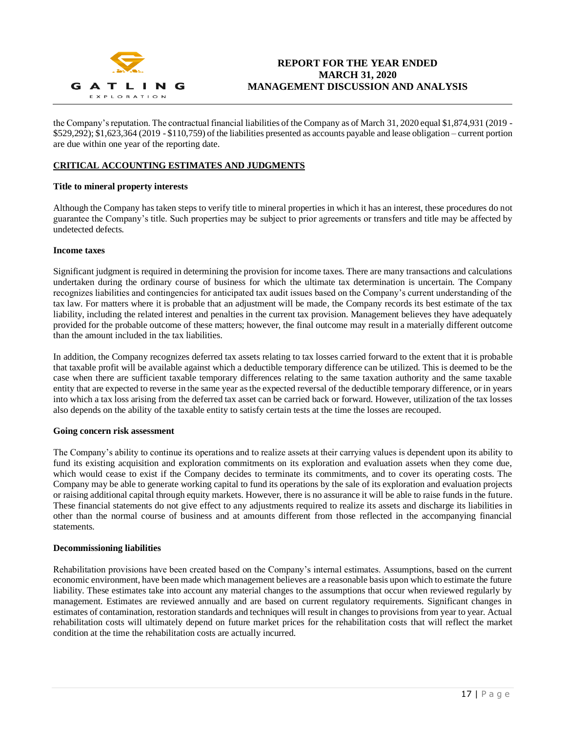the Company's reputation. The contractual financial liabilities of the Company as of March 31, 2020 equal $1,874,931 (2019 - $529,292); $1,623,364 (2019 - $110,759) of the liabilities presented as accounts payable and lease obligation – current portion are due within one year of the reporting date.

## CRITICAL ACCOUNTING ESTIMATES AND JUDGMENTS

**Title to mineral property interests**

Although the Company has taken steps to verify title to mineral properties in which it has an interest, these procedures do not guarantee the Company's title. Such properties may be subject to prior agreements or transfers and title may be affected by undetected defects.

**Income taxes**

Significant judgment is required in determining the provision for income taxes. There are many transactions and calculations undertaken during the ordinary course of business for which the ultimate tax determination is uncertain. The Company recognizes liabilities and contingencies for anticipated tax audit issues based on the Company's current understanding of the tax law. For matters where it is probable that an adjustment will be made, the Company records its best estimate of the tax liability, including the related interest and penalties in the current tax provision. Management believes they have adequately provided for the probable outcome of these matters; however, the final outcome may result in a materially different outcome than the amount included in the tax liabilities.

In addition, the Company recognizes deferred tax assets relating to tax losses carried forward to the extent that it is probable that taxable profit will be available against which a deductible temporary difference can be utilized. This is deemed to be the case when there are sufficient taxable temporary differences relating to the same taxation authority and the same taxable entity that are expected to reverse in the same year as the expected reversal of the deductible temporary difference, or in years into which a tax loss arising from the deferred tax asset can be carried back or forward. However, utilization of the tax losses also depends on the ability of the taxable entity to satisfy certain tests at the time the losses are recouped.

**Going concern risk assessment**

The Company's ability to continue its operations and to realize assets at their carrying values is dependent upon its ability to fund its existing acquisition and exploration commitments on its exploration and evaluation assets when they come due, which would cease to exist if the Company decides to terminate its commitments, and to cover its operating costs. The Company may be able to generate working capital to fund its operations by the sale of its exploration and evaluation projects or raising additional capital through equity markets. However, there is no assurance it will be able to raise funds in the future. These financial statements do not give effect to any adjustments required to realize its assets and discharge its liabilities in other than the normal course of business and at amounts different from those reflected in the accompanying financial statements.

**Decommissioning liabilities**

Rehabilitation provisions have been created based on the Company's internal estimates. Assumptions, based on the current economic environment, have been made which management believes are a reasonable basis upon which to estimate the future liability. These estimates take into account any material changes to the assumptions that occur when reviewed regularly by management. Estimates are reviewed annually and are based on current regulatory requirements. Significant changes in estimates of contamination, restoration standards and techniques will result in changes to provisions from year to year. Actual rehabilitation costs will ultimately depend on future market prices for the rehabilitation costs that will reflect the market condition at the time the rehabilitation costs are actually incurred.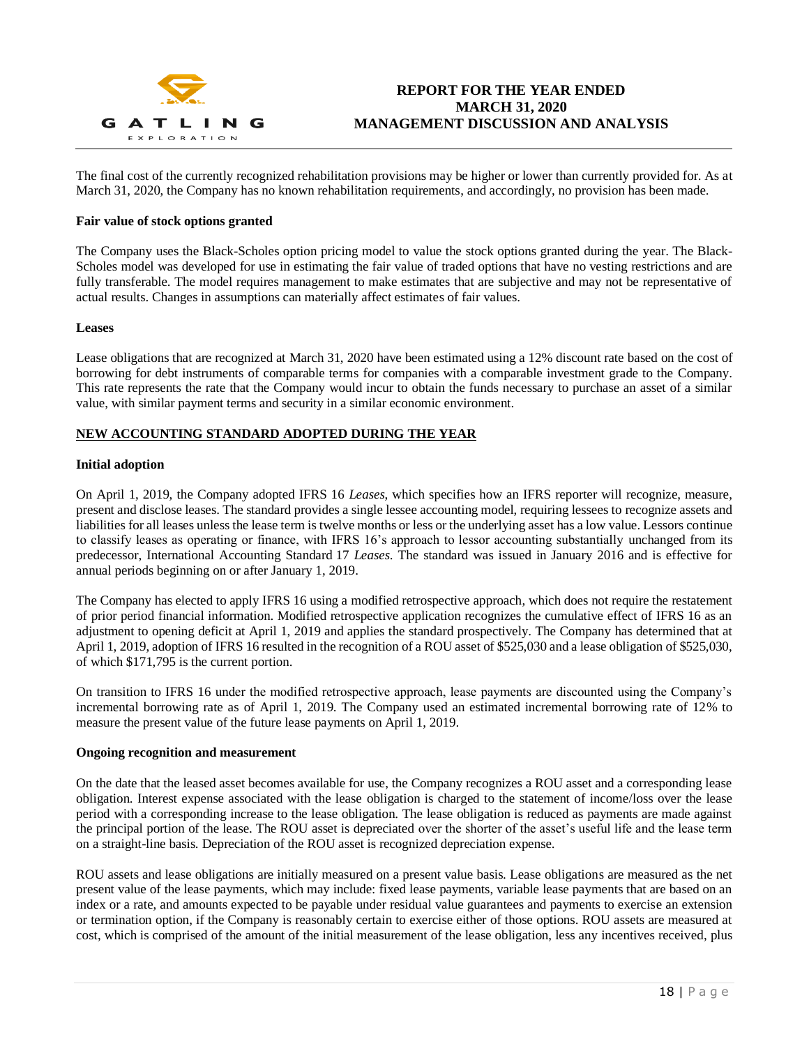The final cost of the currently recognized rehabilitation provisions may be higher or lower than currently provided for. As at March 31, 2020, the Company has no known rehabilitation requirements, and accordingly, no provision has been made.

**Fair value of stock options granted**

The Company uses the Black-Scholes option pricing model to value the stock options granted during the year. The Black-Scholes model was developed for use in estimating the fair value of traded options that have no vesting restrictions and are fully transferable. The model requires management to make estimates that are subjective and may not be representative of actual results. Changes in assumptions can materially affect estimates of fair values.

**Leases**

Lease obligations that are recognized at March 31, 2020 have been estimated using a 12% discount rate based on the cost of borrowing for debt instruments of comparable terms for companies with a comparable investment grade to the Company. This rate represents the rate that the Company would incur to obtain the funds necessary to purchase an asset of a similar value, with similar payment terms and security in a similar economic environment.

## NEW ACCOUNTING STANDARD ADOPTED DURING THE YEAR

**Initial adoption**

On April 1, 2019, the Company adopted IFRS 16 *Leases*, which specifies how an IFRS reporter will recognize, measure, present and disclose leases. The standard provides a single lessee accounting model, requiring lessees to recognize assets and liabilities for all leases unless the lease term is twelve months or less or the underlying asset has a low value. Lessors continue to classify leases as operating or finance, with IFRS 16's approach to lessor accounting substantially unchanged from its predecessor, International Accounting Standard 17 *Leases*. The standard was issued in January 2016 and is effective for annual periods beginning on or after January 1, 2019.

The Company has elected to apply IFRS 16 using a modified retrospective approach, which does not require the restatement of prior period financial information. Modified retrospective application recognizes the cumulative effect of IFRS 16 as an adjustment to opening deficit at April 1, 2019 and applies the standard prospectively. The Company has determined that at April 1, 2019, adoption of IFRS 16 resulted in the recognition of a ROU asset of $525,030 and a lease obligation of $525,030, of which $171,795 is the current portion.

On transition to IFRS 16 under the modified retrospective approach, lease payments are discounted using the Company's incremental borrowing rate as of April 1, 2019. The Company used an estimated incremental borrowing rate of 12% to measure the present value of the future lease payments on April 1, 2019.

**Ongoing recognition and measurement**

On the date that the leased asset becomes available for use, the Company recognizes a ROU asset and a corresponding lease obligation. Interest expense associated with the lease obligation is charged to the statement of income/loss over the lease period with a corresponding increase to the lease obligation. The lease obligation is reduced as payments are made against the principal portion of the lease. The ROU asset is depreciated over the shorter of the asset's useful life and the lease term on a straight-line basis. Depreciation of the ROU asset is recognized depreciation expense.

ROU assets and lease obligations are initially measured on a present value basis. Lease obligations are measured as the net present value of the lease payments, which may include: fixed lease payments, variable lease payments that are based on an index or a rate, and amounts expected to be payable under residual value guarantees and payments to exercise an extension or termination option, if the Company is reasonably certain to exercise either of those options. ROU assets are measured at cost, which is comprised of the amount of the initial measurement of the lease obligation, less any incentives received, plus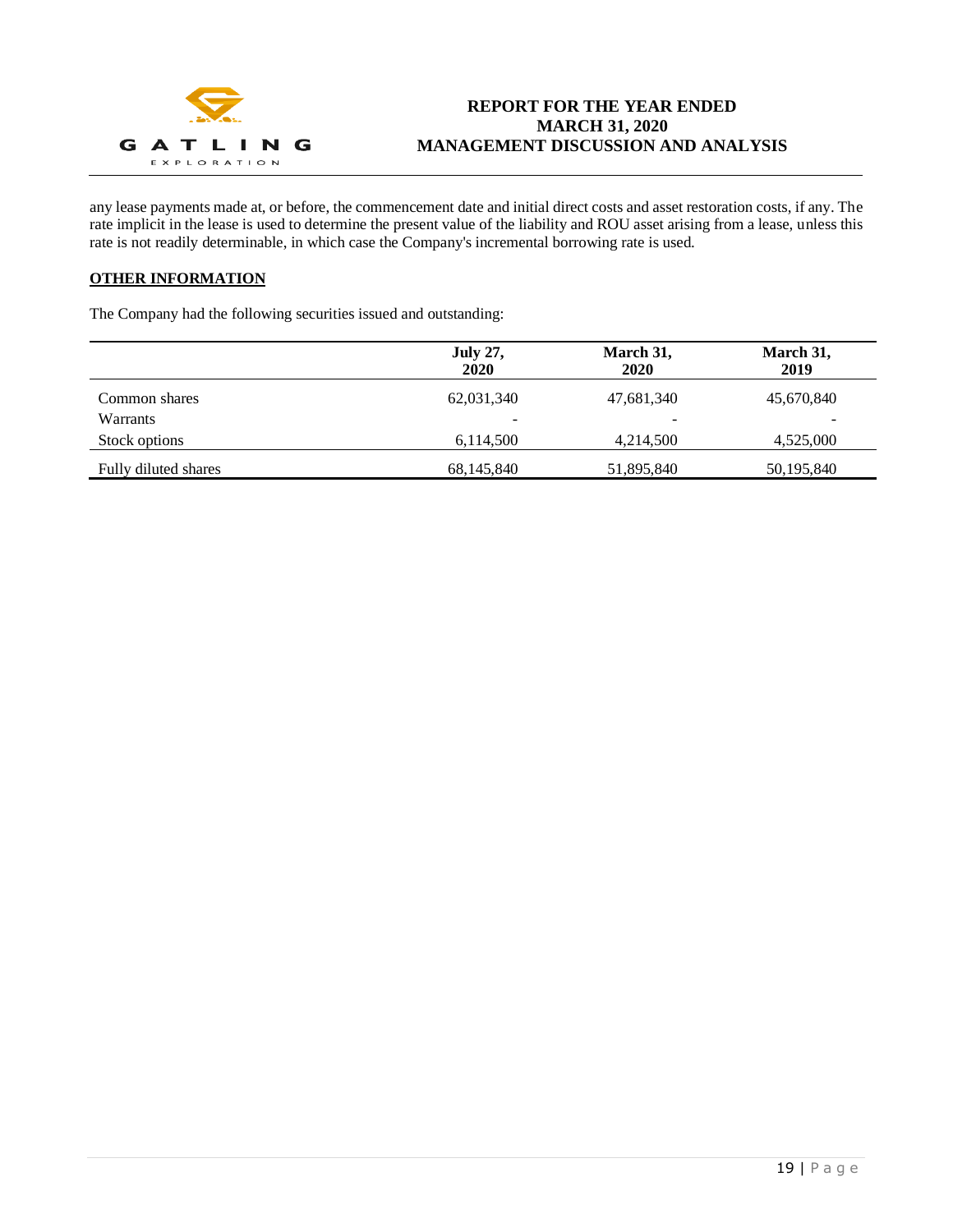any lease payments made at, or before, the commencement date and initial direct costs and asset restoration costs, if any. The rate implicit in the lease is used to determine the present value of the liability and ROU asset arising from a lease, unless this rate is not readily determinable, in which case the Company's incremental borrowing rate is used.

## OTHER INFORMATION

The Company had the following securities issued and outstanding:

| | July 27, 2020 | March 31, 2020 | March 31, 2019 |
|---|---|---|---|
| Common shares | 62,031,340 | 47,681,340 | 45,670,840 |
| Warrants | - | - | - |
| Stock options | 6,114,500 | 4,214,500 | 4,525,000 |
| Fully diluted shares | 68,145,840 | 51,895,840 | 50,195,840 |